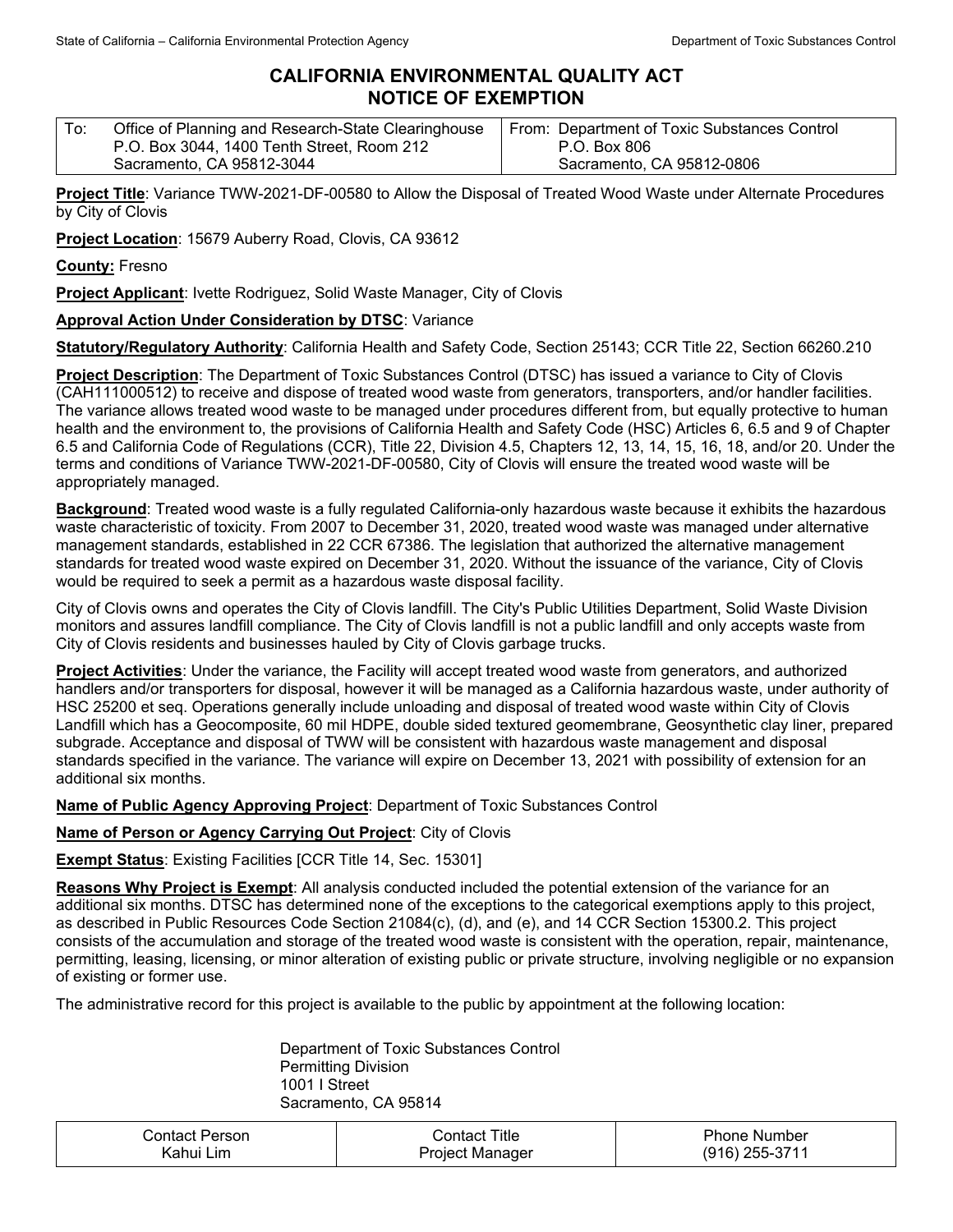State of California – California Environmental Protection Agency | Department of Toxic Substances Control

# CALIFORNIA ENVIRONMENTAL QUALITY ACT NOTICE OF EXEMPTION

| To: Office of Planning and Research-State Clearinghouse<br>P.O. Box 3044, 1400 Tenth Street, Room 212<br>Sacramento, CA 95812-3044 | From: Department of Toxic Substances Control<br>P.O. Box 806<br>Sacramento, CA 95812-0806 |
|---|---|

**Project Title**: Variance TWW-2021-DF-00580 to Allow the Disposal of Treated Wood Waste under Alternate Procedures by City of Clovis

**Project Location**: 15679 Auberry Road, Clovis, CA 93612

**County:** Fresno

**Project Applicant**: Ivette Rodriguez, Solid Waste Manager, City of Clovis

**Approval Action Under Consideration by DTSC**: Variance

**Statutory/Regulatory Authority**: California Health and Safety Code, Section 25143; CCR Title 22, Section 66260.210

**Project Description**: The Department of Toxic Substances Control (DTSC) has issued a variance to City of Clovis (CAH111000512) to receive and dispose of treated wood waste from generators, transporters, and/or handler facilities. The variance allows treated wood waste to be managed under procedures different from, but equally protective to human health and the environment to, the provisions of California Health and Safety Code (HSC) Articles 6, 6.5 and 9 of Chapter 6.5 and California Code of Regulations (CCR), Title 22, Division 4.5, Chapters 12, 13, 14, 15, 16, 18, and/or 20. Under the terms and conditions of Variance TWW-2021-DF-00580, City of Clovis will ensure the treated wood waste will be appropriately managed.

**Background**: Treated wood waste is a fully regulated California-only hazardous waste because it exhibits the hazardous waste characteristic of toxicity. From 2007 to December 31, 2020, treated wood waste was managed under alternative management standards, established in 22 CCR 67386. The legislation that authorized the alternative management standards for treated wood waste expired on December 31, 2020. Without the issuance of the variance, City of Clovis would be required to seek a permit as a hazardous waste disposal facility.

City of Clovis owns and operates the City of Clovis landfill. The City's Public Utilities Department, Solid Waste Division monitors and assures landfill compliance. The City of Clovis landfill is not a public landfill and only accepts waste from City of Clovis residents and businesses hauled by City of Clovis garbage trucks.

**Project Activities**: Under the variance, the Facility will accept treated wood waste from generators, and authorized handlers and/or transporters for disposal, however it will be managed as a California hazardous waste, under authority of HSC 25200 et seq. Operations generally include unloading and disposal of treated wood waste within City of Clovis Landfill which has a Geocomposite, 60 mil HDPE, double sided textured geomembrane, Geosynthetic clay liner, prepared subgrade. Acceptance and disposal of TWW will be consistent with hazardous waste management and disposal standards specified in the variance. The variance will expire on December 13, 2021 with possibility of extension for an additional six months.

**Name of Public Agency Approving Project**: Department of Toxic Substances Control

**Name of Person or Agency Carrying Out Project**: City of Clovis

**Exempt Status**: Existing Facilities [CCR Title 14, Sec. 15301]

**Reasons Why Project is Exempt**: All analysis conducted included the potential extension of the variance for an additional six months. DTSC has determined none of the exceptions to the categorical exemptions apply to this project, as described in Public Resources Code Section 21084(c), (d), and (e), and 14 CCR Section 15300.2. This project consists of the accumulation and storage of the treated wood waste is consistent with the operation, repair, maintenance, permitting, leasing, licensing, or minor alteration of existing public or private structure, involving negligible or no expansion of existing or former use.

The administrative record for this project is available to the public by appointment at the following location:

Department of Toxic Substances Control
Permitting Division
1001 I Street
Sacramento, CA 95814

| Contact Person | Contact Title | Phone Number |
|---|---|---|
| Kahui Lim | Project Manager | (916) 255-3711 |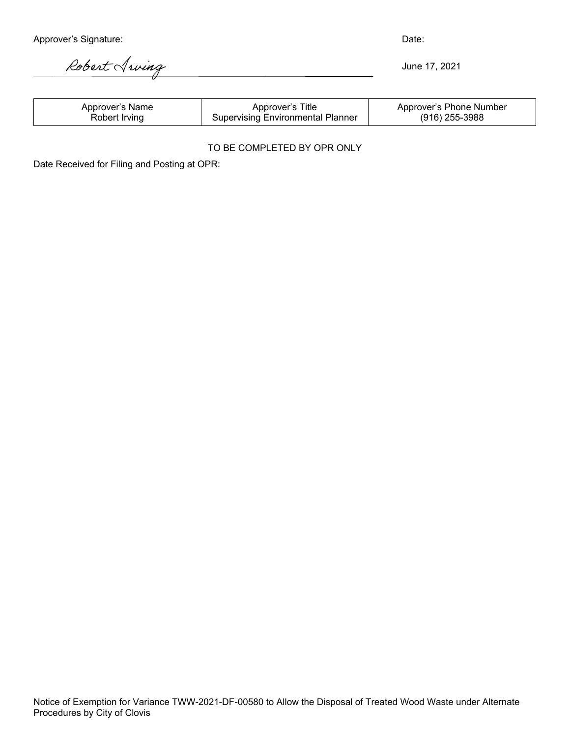Approver's Signature: Robert Irving

Date: June 17, 2021

| Approver's Name | Approver's Title | Approver's Phone Number |
|---|---|---|
| Robert Irving | Supervising Environmental Planner | (916) 255-3988 |

TO BE COMPLETED BY OPR ONLY

Date Received for Filing and Posting at OPR: